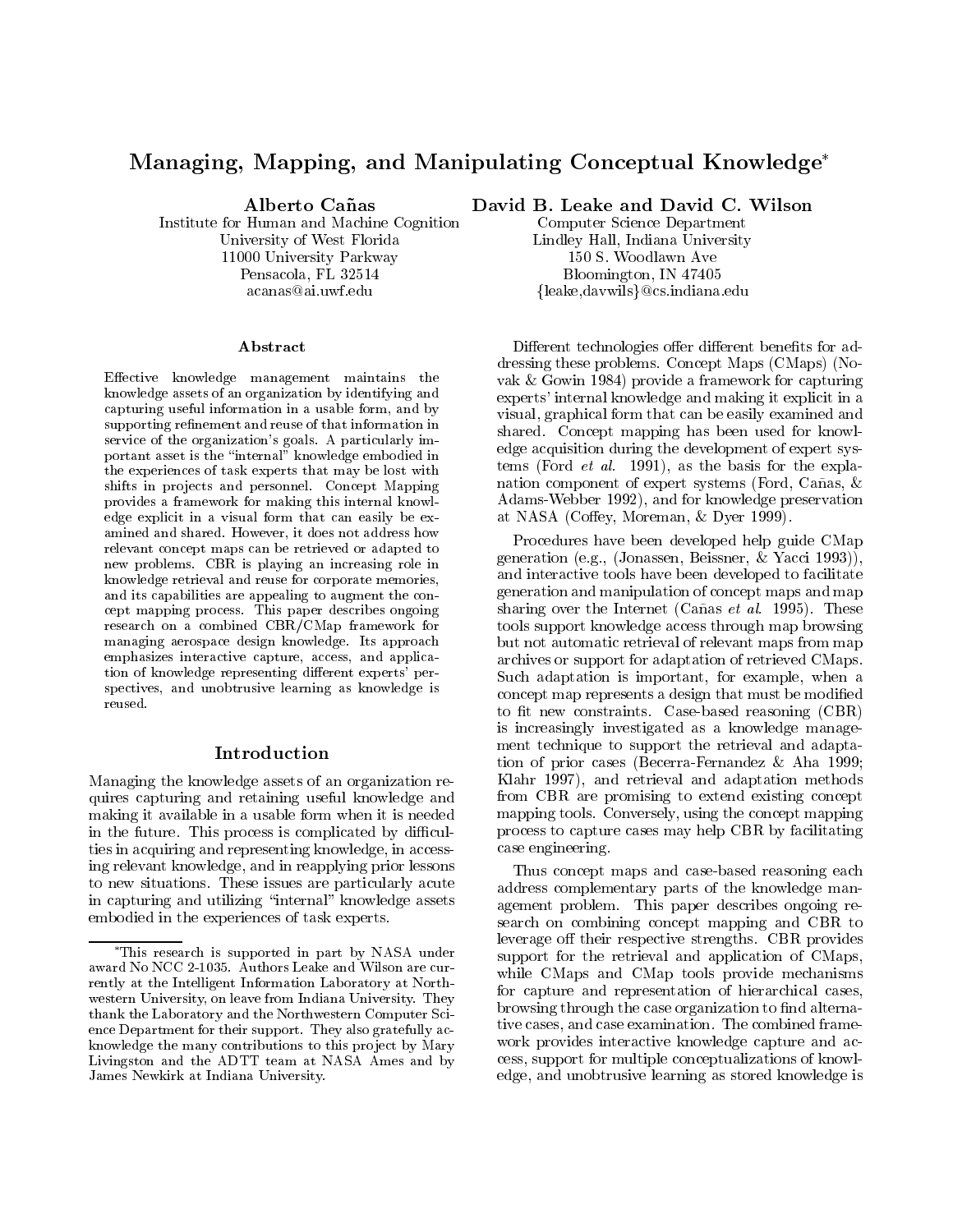# Managing, Mapping, and Manipulating Conceptual Knowledge*

**Alberto Cañas**
Institute for Human and Machine Cognition
University of West Florida
11000 University Parkway
Pensacola, FL 32514
acanas@ai.uwf.edu

**David B. Leake and David C. Wilson**
Computer Science Department
Lindley Hall, Indiana University
150 S. Woodlawn Ave
Bloomington, IN 47405
{leake,davwils}@cs.indiana.edu

### Abstract

Effective knowledge management maintains the knowledge assets of an organization by identifying and capturing useful information in a usable form, and by supporting refinement and reuse of that information in service of the organization's goals. A particularly important asset is the "internal" knowledge embodied in the experiences of task experts that may be lost with shifts in projects and personnel. Concept Mapping provides a framework for making this internal knowledge explicit in a visual form that can easily be examined and shared. However, it does not address how relevant concept maps can be retrieved or adapted to new problems. CBR is playing an increasing role in knowledge retrieval and reuse for corporate memories, and its capabilities are appealing to augment the concept mapping process. This paper describes ongoing research on a combined CBR/CMap framework for managing aerospace design knowledge. Its approach emphasizes interactive capture, access, and application of knowledge representing different experts' perspectives, and unobtrusive learning as knowledge is reused.

## Introduction

Managing the knowledge assets of an organization requires capturing and retaining useful knowledge and making it available in a usable form when it is needed in the future. This process is complicated by difficulties in acquiring and representing knowledge, in accessing relevant knowledge, and in reapplying prior lessons to new situations. These issues are particularly acute in capturing and utilizing "internal" knowledge assets embodied in the experiences of task experts.

Different technologies offer different benefits for addressing these problems. Concept Maps (CMaps) (Novak & Gowin 1984) provide a framework for capturing experts' internal knowledge and making it explicit in a visual, graphical form that can be easily examined and shared. Concept mapping has been used for knowledge acquisition during the development of expert systems (Ford *et al.* 1991), as the basis for the explanation component of expert systems (Ford, Cañas, & Adams-Webber 1992), and for knowledge preservation at NASA (Coffey, Moreman, & Dyer 1999).

Procedures have been developed help guide CMap generation (e.g., (Jonassen, Beissner, & Yacci 1993)), and interactive tools have been developed to facilitate generation and manipulation of concept maps and map sharing over the Internet (Cañas *et al.* 1995). These tools support knowledge access through map browsing but not automatic retrieval of relevant maps from map archives or support for adaptation of retrieved CMaps. Such adaptation is important, for example, when a concept map represents a design that must be modified to fit new constraints. Case-based reasoning (CBR) is increasingly investigated as a knowledge management technique to support the retrieval and adaptation of prior cases (Becerra-Fernandez & Aha 1999; Klahr 1997), and retrieval and adaptation methods from CBR are promising to extend existing concept mapping tools. Conversely, using the concept mapping process to capture cases may help CBR by facilitating case engineering.

Thus concept maps and case-based reasoning each address complementary parts of the knowledge management problem. This paper describes ongoing research on combining concept mapping and CBR to leverage off their respective strengths. CBR provides support for the retrieval and application of CMaps, while CMaps and CMap tools provide mechanisms for capture and representation of hierarchical cases, browsing through the case organization to find alternative cases, and case examination. The combined framework provides interactive knowledge capture and access, support for multiple conceptualizations of knowledge, and unobtrusive learning as stored knowledge is

---

*This research is supported in part by NASA under award No NCC 2-1035. Authors Leake and Wilson are currently at the Intelligent Information Laboratory at Northwestern University, on leave from Indiana University. They thank the Laboratory and the Northwestern Computer Science Department for their support. They also gratefully acknowledge the many contributions to this project by Mary Livingston and the ADTT team at NASA Ames and by James Newkirk at Indiana University.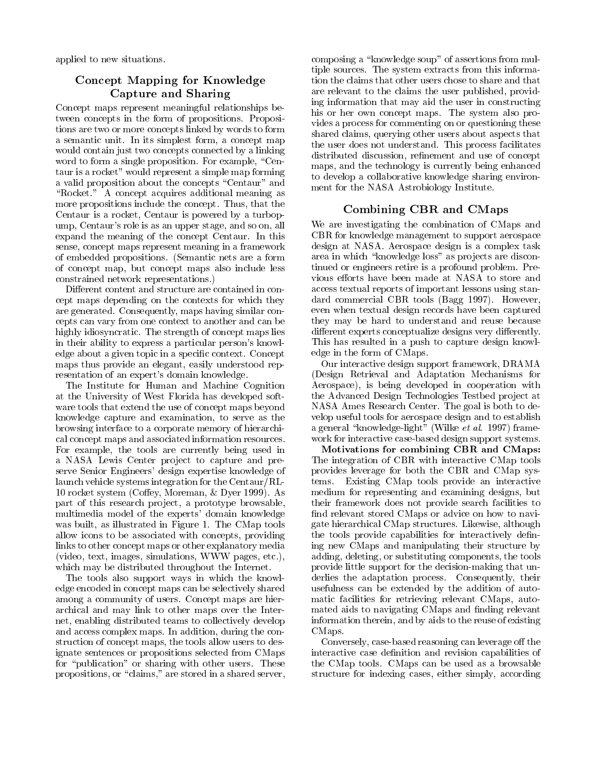applied to new situations.

## Concept Mapping for Knowledge Capture and Sharing

Concept maps represent meaningful relationships between concepts in the form of propositions. Propositions are two or more concepts linked by words to form a semantic unit. In its simplest form, a concept map would contain just two concepts connected by a linking word to form a single proposition. For example, "Centaur is a rocket" would represent a simple map forming a valid proposition about the concepts "Centaur" and "Rocket." A concept acquires additional meaning as more propositions include the concept. Thus, that the Centaur is a rocket, Centaur is powered by a turbopump, Centaur's role is as an upper stage, and so on, all expand the meaning of the concept Centaur. In this sense, concept maps represent meaning in a framework of embedded propositions. (Semantic nets are a form of concept map, but concept maps also include less constrained network representations.)

Different content and structure are contained in concept maps depending on the contexts for which they are generated. Consequently, maps having similar concepts can vary from one context to another and can be highly idiosyncratic. The strength of concept maps lies in their ability to express a particular person's knowledge about a given topic in a specific context. Concept maps thus provide an elegant, easily understood representation of an expert's domain knowledge.

The Institute for Human and Machine Cognition at the University of West Florida has developed software tools that extend the use of concept maps beyond knowledge capture and examination, to serve as the browsing interface to a corporate memory of hierarchical concept maps and associated information resources. For example, the tools are currently being used in a NASA Lewis Center project to capture and preserve Senior Engineers' design expertise knowledge of launch vehicle systems integration for the Centaur/RL-10 rocket system (Coffey, Moreman, & Dyer 1999). As part of this research project, a prototype browsable, multimedia model of the experts' domain knowledge was built, as illustrated in Figure 1. The CMap tools allow icons to be associated with concepts, providing links to other concept maps or other explanatory media (video, text, images, simulations, WWW pages, etc.), which may be distributed throughout the Internet.

The tools also support ways in which the knowledge encoded in concept maps can be selectively shared among a community of users. Concept maps are hierarchical and may link to other maps over the Internet, enabling distributed teams to collectively develop and access complex maps. In addition, during the construction of concept maps, the tools allow users to designate sentences or propositions selected from CMaps for "publication" or sharing with other users. These propositions, or "claims," are stored in a shared server, composing a "knowledge soup" of assertions from multiple sources. The system extracts from this information the claims that other users chose to share and that are relevant to the claims the user published, providing information that may aid the user in constructing his or her own concept maps. The system also provides a process for commenting on or questioning these shared claims, querying other users about aspects that the user does not understand. This process facilitates distributed discussion, refinement and use of concept maps, and the technology is currently being enhanced to develop a collaborative knowledge sharing environment for the NASA Astrobiology Institute.

## Combining CBR and CMaps

We are investigating the combination of CMaps and CBR for knowledge management to support aerospace design at NASA. Aerospace design is a complex task area in which "knowledge loss" as projects are discontinued or engineers retire is a profound problem. Previous efforts have been made at NASA to store and access textual reports of important lessons using standard commercial CBR tools (Bagg 1997). However, even when textual design records have been captured they may be hard to understand and reuse because different experts conceptualize designs very differently. This has resulted in a push to capture design knowledge in the form of CMaps.

Our interactive design support framework, DRAMA (Design Retrieval and Adaptation Mechanisms for Aerospace), is being developed in cooperation with the Advanced Design Technologies Testbed project at NASA Ames Research Center. The goal is both to develop useful tools for aerospace design and to establish a general "knowledge-light" (Wilke *et al.* 1997) framework for interactive case-based design support systems.

**Motivations for combining CBR and CMaps:** The integration of CBR with interactive CMap tools provides leverage for both the CBR and CMap systems. Existing CMap tools provide an interactive medium for representing and examining designs, but their framework does not provide search facilities to find relevant stored CMaps or advice on how to navigate hierarchical CMap structures. Likewise, although the tools provide capabilities for interactively defining new CMaps and manipulating their structure by adding, deleting, or substituting components, the tools provide little support for the decision-making that underlies the adaptation process. Consequently, their usefulness can be extended by the addition of automatic facilities for retrieving relevant CMaps, automated aids to navigating CMaps and finding relevant information therein, and by aids to the reuse of existing CMaps.

Conversely, case-based reasoning can leverage off the interactive case definition and revision capabilities of the CMap tools. CMaps can be used as a browsable structure for indexing cases, either simply, according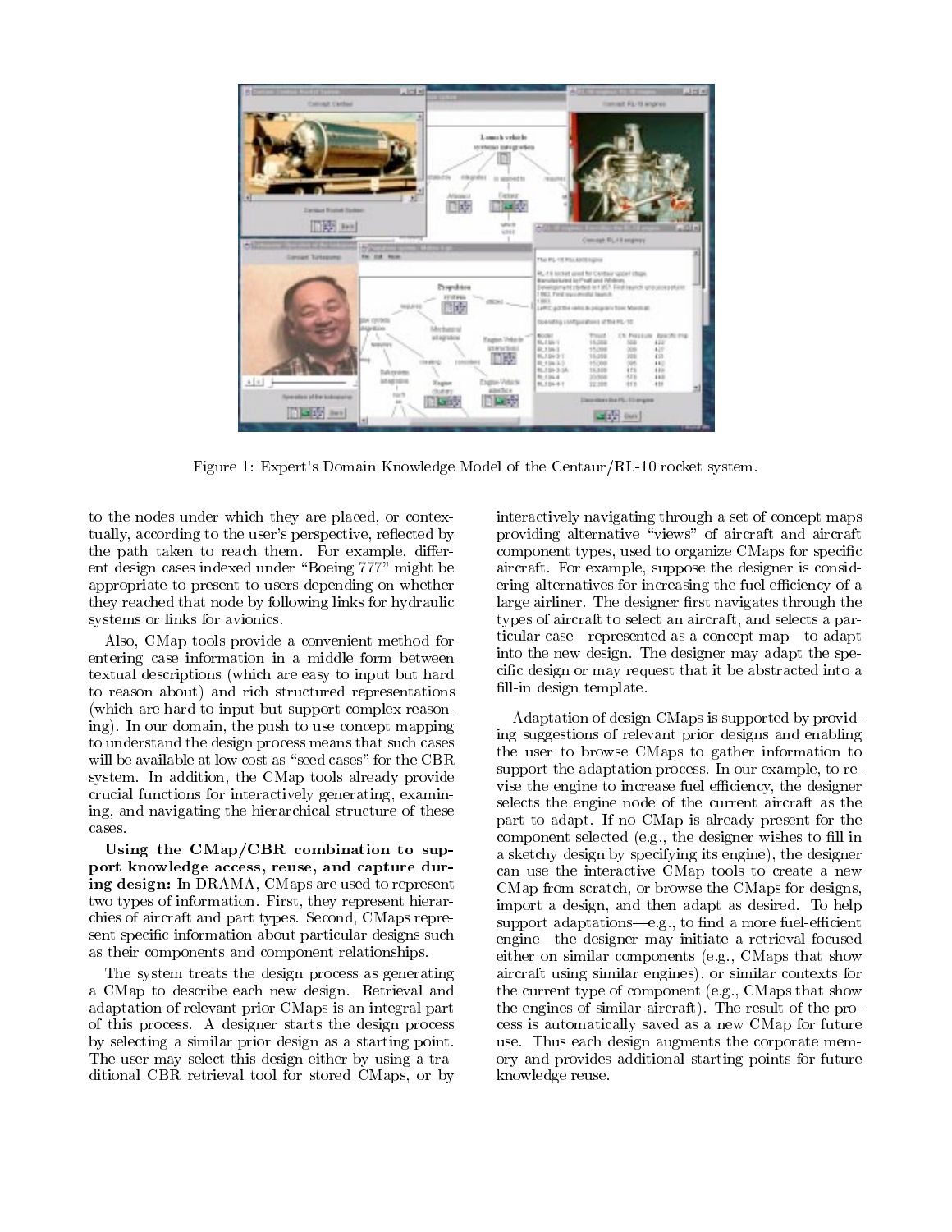Figure 1: Expert's Domain Knowledge Model of the Centaur/RL-10 rocket system.

to the nodes under which they are placed, or contextually, according to the user's perspective, reflected by the path taken to reach them. For example, different design cases indexed under "Boeing 777" might be appropriate to present to users depending on whether they reached that node by following links for hydraulic systems or links for avionics.

Also, CMap tools provide a convenient method for entering case information in a middle form between textual descriptions (which are easy to input but hard to reason about) and rich structured representations (which are hard to input but support complex reasoning). In our domain, the push to use concept mapping to understand the design process means that such cases will be available at low cost as "seed cases" for the CBR system. In addition, the CMap tools already provide crucial functions for interactively generating, examining, and navigating the hierarchical structure of these cases.

**Using the CMap/CBR combination to support knowledge access, reuse, and capture during design:** In DRAMA, CMaps are used to represent two types of information. First, they represent hierarchies of aircraft and part types. Second, CMaps represent specific information about particular designs such as their components and component relationships.

The system treats the design process as generating a CMap to describe each new design. Retrieval and adaptation of relevant prior CMaps is an integral part of this process. A designer starts the design process by selecting a similar prior design as a starting point. The user may select this design either by using a traditional CBR retrieval tool for stored CMaps, or by interactively navigating through a set of concept maps providing alternative "views" of aircraft and aircraft component types, used to organize CMaps for specific aircraft. For example, suppose the designer is considering alternatives for increasing the fuel efficiency of a large airliner. The designer first navigates through the types of aircraft to select an aircraft, and selects a particular case—represented as a concept map—to adapt into the new design. The designer may adapt the specific design or may request that it be abstracted into a fill-in design template.

Adaptation of design CMaps is supported by providing suggestions of relevant prior designs and enabling the user to browse CMaps to gather information to support the adaptation process. In our example, to revise the engine to increase fuel efficiency, the designer selects the engine node of the current aircraft as the part to adapt. If no CMap is already present for the component selected (e.g., the designer wishes to fill in a sketchy design by specifying its engine), the designer can use the interactive CMap tools to create a new CMap from scratch, or browse the CMaps for designs, import a design, and then adapt as desired. To help support adaptations—e.g., to find a more fuel-efficient engine—the designer may initiate a retrieval focused either on similar components (e.g., CMaps that show aircraft using similar engines), or similar contexts for the current type of component (e.g., CMaps that show the engines of similar aircraft). The result of the process is automatically saved as a new CMap for future use. Thus each design augments the corporate memory and provides additional starting points for future knowledge reuse.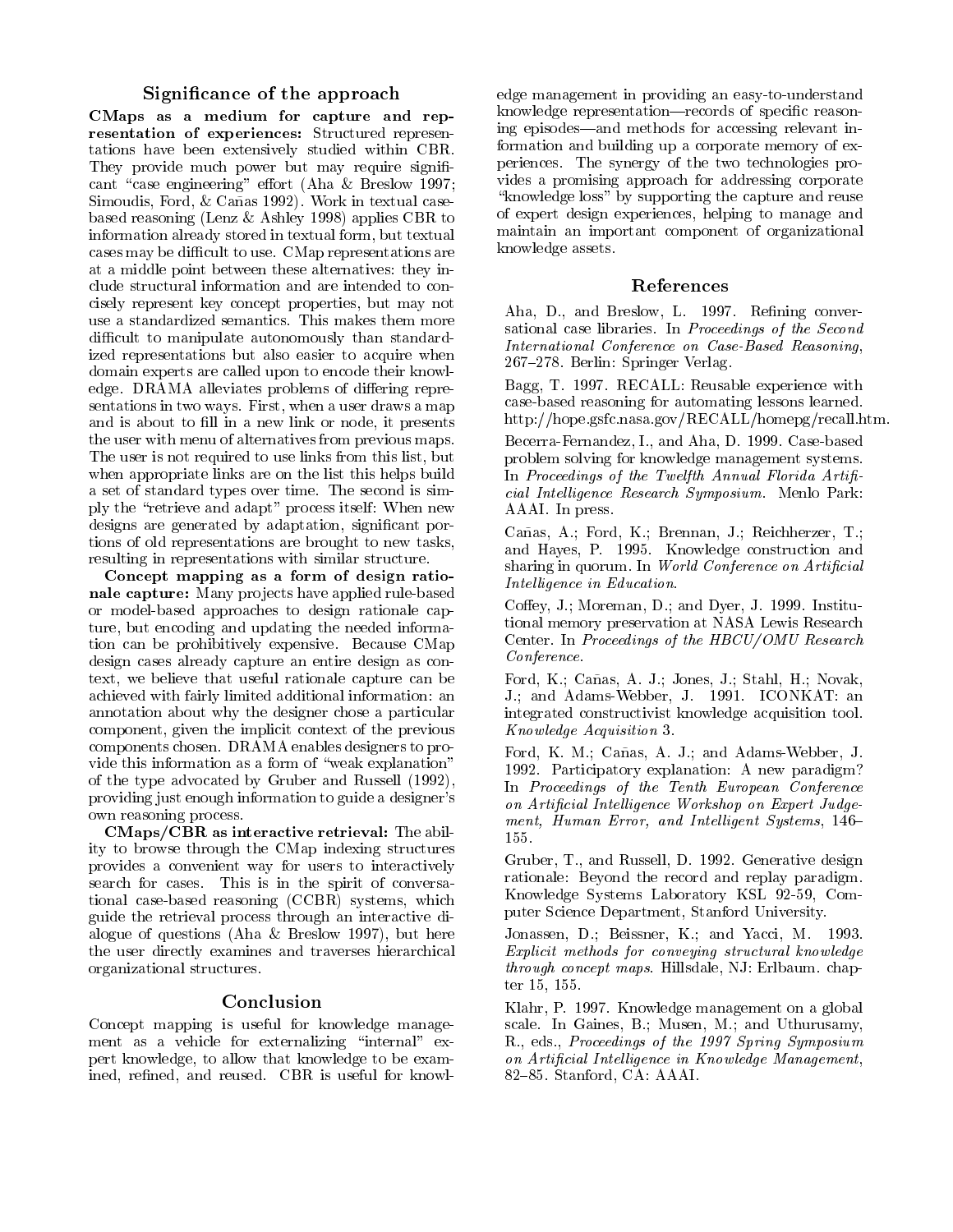## Significance of the approach

**CMaps as a medium for capture and representation of experiences:** Structured representations have been extensively studied within CBR. They provide much power but may require significant "case engineering" effort (Aha & Breslow 1997; Simoudis, Ford, & Cañas 1992). Work in textual case-based reasoning (Lenz & Ashley 1998) applies CBR to information already stored in textual form, but textual cases may be difficult to use. CMap representations are at a middle point between these alternatives: they include structural information and are intended to concisely represent key concept properties, but may not use a standardized semantics. This makes them more difficult to manipulate autonomously than standardized representations but also easier to acquire when domain experts are called upon to encode their knowledge. DRAMA alleviates problems of differing representations in two ways. First, when a user draws a map and is about to fill in a new link or node, it presents the user with menu of alternatives from previous maps. The user is not required to use links from this list, but when appropriate links are on the list this helps build a set of standard types over time. The second is simply the "retrieve and adapt" process itself: When new designs are generated by adaptation, significant portions of old representations are brought to new tasks, resulting in representations with similar structure.

**Concept mapping as a form of design rationale capture:** Many projects have applied rule-based or model-based approaches to design rationale capture, but encoding and updating the needed information can be prohibitively expensive. Because CMap design cases already capture an entire design as context, we believe that useful rationale capture can be achieved with fairly limited additional information: an annotation about why the designer chose a particular component, given the implicit context of the previous components chosen. DRAMA enables designers to provide this information as a form of "weak explanation" of the type advocated by Gruber and Russell (1992), providing just enough information to guide a designer's own reasoning process.

**CMaps/CBR as interactive retrieval:** The ability to browse through the CMap indexing structures provides a convenient way for users to interactively search for cases. This is in the spirit of conversational case-based reasoning (CCBR) systems, which guide the retrieval process through an interactive dialogue of questions (Aha & Breslow 1997), but here the user directly examines and traverses hierarchical organizational structures.

## Conclusion

Concept mapping is useful for knowledge management as a vehicle for externalizing "internal" expert knowledge, to allow that knowledge to be examined, refined, and reused. CBR is useful for knowledge management in providing an easy-to-understand knowledge representation—records of specific reasoning episodes—and methods for accessing relevant information and building up a corporate memory of experiences. The synergy of the two technologies provides a promising approach for addressing corporate "knowledge loss" by supporting the capture and reuse of expert design experiences, helping to manage and maintain an important component of organizational knowledge assets.

## References

Aha, D., and Breslow, L. 1997. Refining conversational case libraries. In *Proceedings of the Second International Conference on Case-Based Reasoning*, 267–278. Berlin: Springer Verlag.

Bagg, T. 1997. RECALL: Reusable experience with case-based reasoning for automating lessons learned. http://hope.gsfc.nasa.gov/RECALL/homepg/recall.htm.

Becerra-Fernandez, I., and Aha, D. 1999. Case-based problem solving for knowledge management systems. In *Proceedings of the Twelfth Annual Florida Artificial Intelligence Research Symposium*. Menlo Park: AAAI. In press.

Cañas, A.; Ford, K.; Brennan, J.; Reichherzer, T.; and Hayes, P. 1995. Knowledge construction and sharing in quorum. In *World Conference on Artificial Intelligence in Education*.

Coffey, J.; Moreman, D.; and Dyer, J. 1999. Institutional memory preservation at NASA Lewis Research Center. In *Proceedings of the HBCU/OMU Research Conference*.

Ford, K.; Cañas, A. J.; Jones, J.; Stahl, H.; Novak, J.; and Adams-Webber, J. 1991. ICONKAT: an integrated constructivist knowledge acquisition tool. *Knowledge Acquisition* 3.

Ford, K. M.; Cañas, A. J.; and Adams-Webber, J. 1992. Participatory explanation: A new paradigm? In *Proceedings of the Tenth European Conference on Artificial Intelligence Workshop on Expert Judgement, Human Error, and Intelligent Systems*, 146–155.

Gruber, T., and Russell, D. 1992. Generative design rationale: Beyond the record and replay paradigm. Knowledge Systems Laboratory KSL 92-59, Computer Science Department, Stanford University.

Jonassen, D.; Beissner, K.; and Yacci, M. 1993. *Explicit methods for conveying structural knowledge through concept maps*. Hillsdale, NJ: Erlbaum. chapter 15, 155.

Klahr, P. 1997. Knowledge management on a global scale. In Gaines, B.; Musen, M.; and Uthurusamy, R., eds., *Proceedings of the 1997 Spring Symposium on Artificial Intelligence in Knowledge Management*, 82–85. Stanford, CA: AAAI.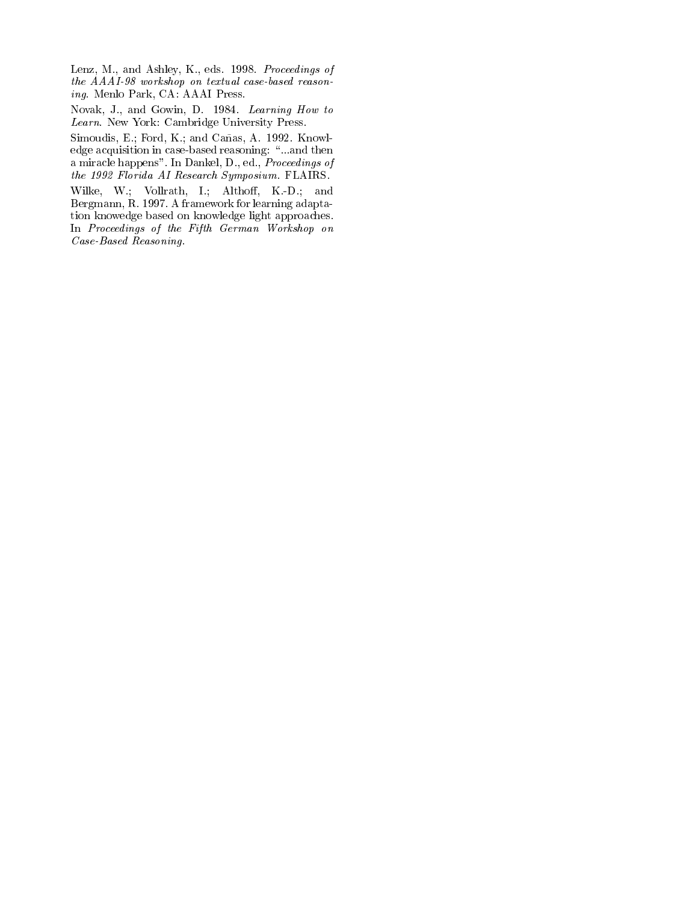Lenz, M., and Ashley, K., eds. 1998. *Proceedings of the AAAI-98 workshop on textual case-based reasoning*. Menlo Park, CA: AAAI Press.

Novak, J., and Gowin, D. 1984. *Learning How to Learn*. New York: Cambridge University Press.

Simoudis, E.; Ford, K.; and Cañas, A. 1992. Knowledge acquisition in case-based reasoning: "...and then a miracle happens". In Dankel, D., ed., *Proceedings of the 1992 Florida AI Research Symposium*. FLAIRS.

Wilke, W.; Vollrath, I.; Althoff, K.-D.; and Bergmann, R. 1997. A framework for learning adaptation knowedge based on knowledge light approaches. In *Proceedings of the Fifth German Workshop on Case-Based Reasoning*.